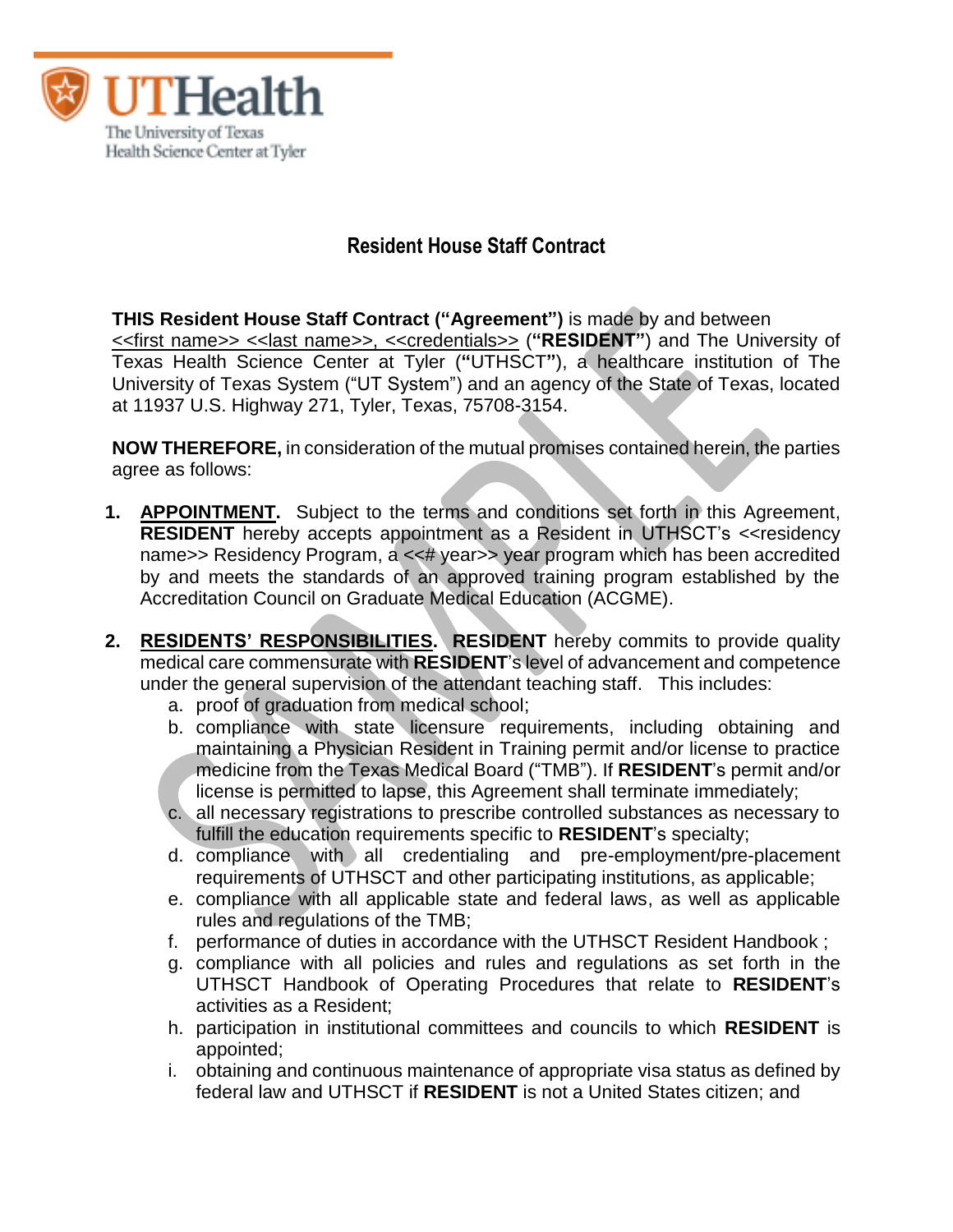UTHealth
The University of Texas
Health Science Center at Tyler

# Resident House Staff Contract

**THIS Resident House Staff Contract ("Agreement")** is made by and between <<first name>> <<last name>>, <<credentials>> (**"RESIDENT"**) and The University of Texas Health Science Center at Tyler (**"**UTHSCT**"**), a healthcare institution of The University of Texas System ("UT System") and an agency of the State of Texas, located at 11937 U.S. Highway 271, Tyler, Texas, 75708-3154.

**NOW THEREFORE,** in consideration of the mutual promises contained herein, the parties agree as follows:

1. **APPOINTMENT.** Subject to the terms and conditions set forth in this Agreement, **RESIDENT** hereby accepts appointment as a Resident in UTHSCT's <<residency name>> Residency Program, a <<# year>> year program which has been accredited by and meets the standards of an approved training program established by the Accreditation Council on Graduate Medical Education (ACGME).

2. **RESIDENTS' RESPONSIBILITIES.** **RESIDENT** hereby commits to provide quality medical care commensurate with **RESIDENT**'s level of advancement and competence under the general supervision of the attendant teaching staff. This includes:
   a. proof of graduation from medical school;
   b. compliance with state licensure requirements, including obtaining and maintaining a Physician Resident in Training permit and/or license to practice medicine from the Texas Medical Board ("TMB"). If **RESIDENT**'s permit and/or license is permitted to lapse, this Agreement shall terminate immediately;
   c. all necessary registrations to prescribe controlled substances as necessary to fulfill the education requirements specific to **RESIDENT**'s specialty;
   d. compliance with all credentialing and pre-employment/pre-placement requirements of UTHSCT and other participating institutions, as applicable;
   e. compliance with all applicable state and federal laws, as well as applicable rules and regulations of the TMB;
   f. performance of duties in accordance with the UTHSCT Resident Handbook ;
   g. compliance with all policies and rules and regulations as set forth in the UTHSCT Handbook of Operating Procedures that relate to **RESIDENT**'s activities as a Resident;
   h. participation in institutional committees and councils to which **RESIDENT** is appointed;
   i. obtaining and continuous maintenance of appropriate visa status as defined by federal law and UTHSCT if **RESIDENT** is not a United States citizen; and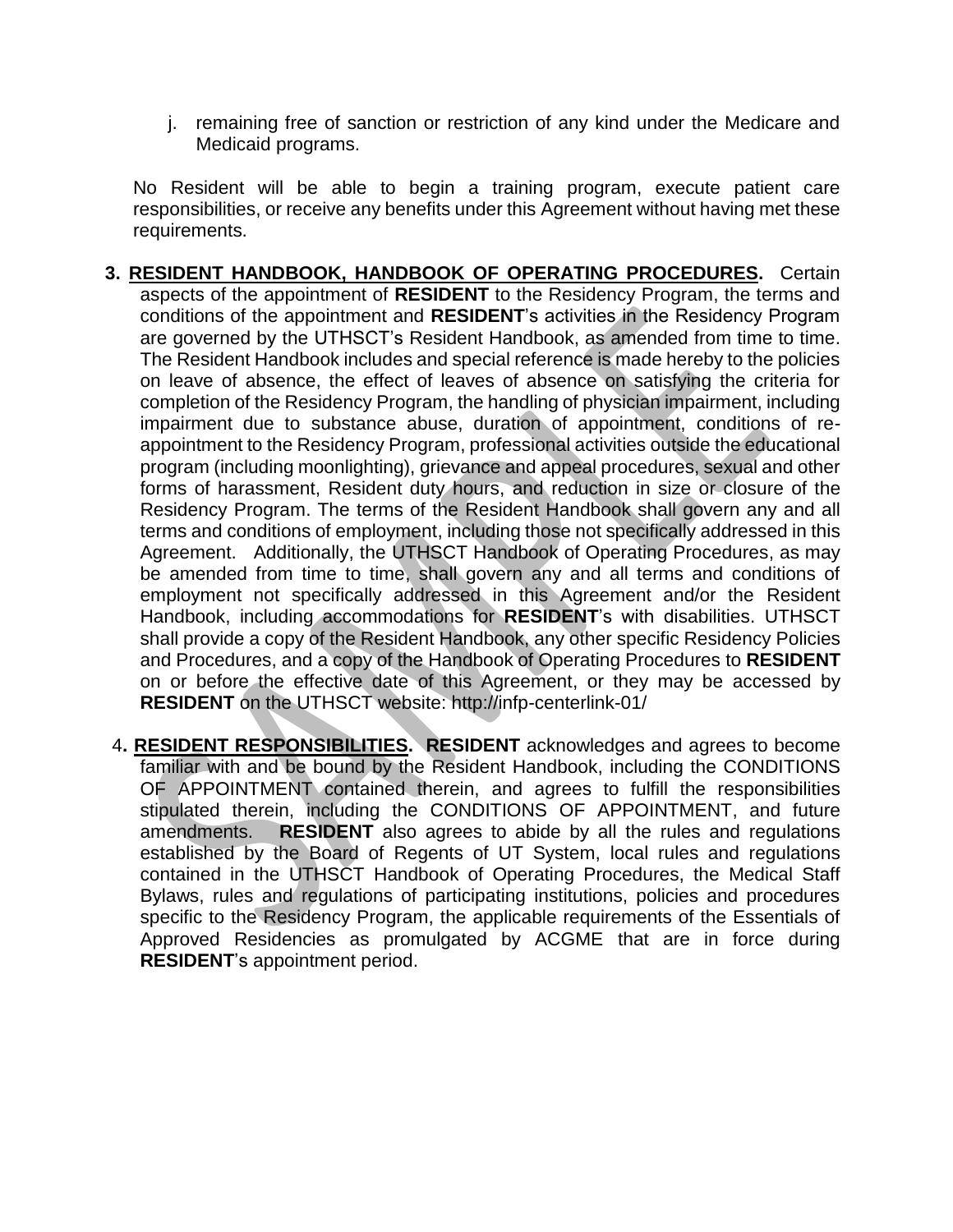j. remaining free of sanction or restriction of any kind under the Medicare and Medicaid programs.

No Resident will be able to begin a training program, execute patient care responsibilities, or receive any benefits under this Agreement without having met these requirements.

3. **RESIDENT HANDBOOK, HANDBOOK OF OPERATING PROCEDURES.** Certain aspects of the appointment of **RESIDENT** to the Residency Program, the terms and conditions of the appointment and **RESIDENT**'s activities in the Residency Program are governed by the UTHSCT's Resident Handbook, as amended from time to time. The Resident Handbook includes and special reference is made hereby to the policies on leave of absence, the effect of leaves of absence on satisfying the criteria for completion of the Residency Program, the handling of physician impairment, including impairment due to substance abuse, duration of appointment, conditions of re-appointment to the Residency Program, professional activities outside the educational program (including moonlighting), grievance and appeal procedures, sexual and other forms of harassment, Resident duty hours, and reduction in size or closure of the Residency Program. The terms of the Resident Handbook shall govern any and all terms and conditions of employment, including those not specifically addressed in this Agreement. Additionally, the UTHSCT Handbook of Operating Procedures, as may be amended from time to time, shall govern any and all terms and conditions of employment not specifically addressed in this Agreement and/or the Resident Handbook, including accommodations for **RESIDENT**'s with disabilities. UTHSCT shall provide a copy of the Resident Handbook, any other specific Residency Policies and Procedures, and a copy of the Handbook of Operating Procedures to **RESIDENT** on or before the effective date of this Agreement, or they may be accessed by **RESIDENT** on the UTHSCT website: http://infp-centerlink-01/

4. **RESIDENT RESPONSIBILITIES. RESIDENT** acknowledges and agrees to become familiar with and be bound by the Resident Handbook, including the CONDITIONS OF APPOINTMENT contained therein, and agrees to fulfill the responsibilities stipulated therein, including the CONDITIONS OF APPOINTMENT, and future amendments. **RESIDENT** also agrees to abide by all the rules and regulations established by the Board of Regents of UT System, local rules and regulations contained in the UTHSCT Handbook of Operating Procedures, the Medical Staff Bylaws, rules and regulations of participating institutions, policies and procedures specific to the Residency Program, the applicable requirements of the Essentials of Approved Residencies as promulgated by ACGME that are in force during **RESIDENT**'s appointment period.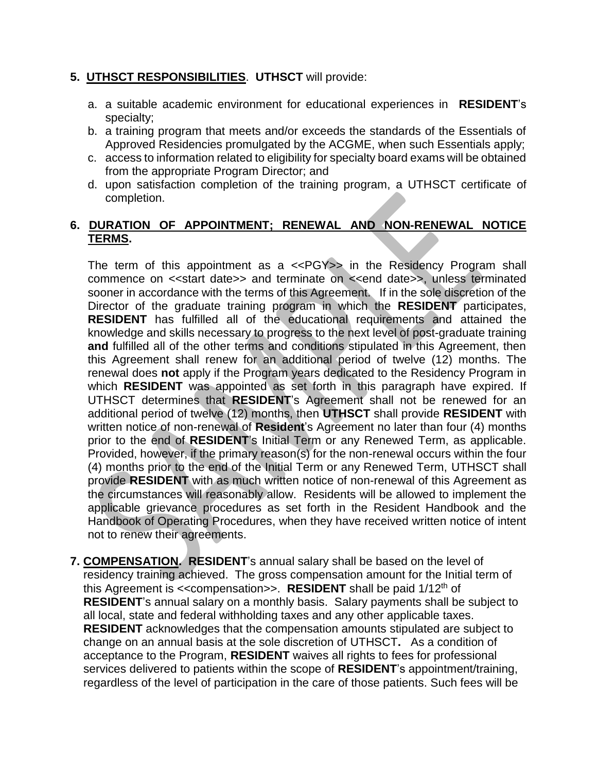**5. UTHSCT RESPONSIBILITIES**. **UTHSCT** will provide:

a. a suitable academic environment for educational experiences in **RESIDENT**'s specialty;
b. a training program that meets and/or exceeds the standards of the Essentials of Approved Residencies promulgated by the ACGME, when such Essentials apply;
c. access to information related to eligibility for specialty board exams will be obtained from the appropriate Program Director; and
d. upon satisfaction completion of the training program, a UTHSCT certificate of completion.

**6. DURATION OF APPOINTMENT; RENEWAL AND NON-RENEWAL NOTICE TERMS.**

The term of this appointment as a <<PGY>> in the Residency Program shall commence on <<start date>> and terminate on <<end date>>, unless terminated sooner in accordance with the terms of this Agreement. If in the sole discretion of the Director of the graduate training program in which the **RESIDENT** participates, **RESIDENT** has fulfilled all of the educational requirements and attained the knowledge and skills necessary to progress to the next level of post-graduate training **and** fulfilled all of the other terms and conditions stipulated in this Agreement, then this Agreement shall renew for an additional period of twelve (12) months. The renewal does **not** apply if the Program years dedicated to the Residency Program in which **RESIDENT** was appointed as set forth in this paragraph have expired. If UTHSCT determines that **RESIDENT**'s Agreement shall not be renewed for an additional period of twelve (12) months, then **UTHSCT** shall provide **RESIDENT** with written notice of non-renewal of **Resident**'s Agreement no later than four (4) months prior to the end of **RESIDENT**'s Initial Term or any Renewed Term, as applicable. Provided, however, if the primary reason(s) for the non-renewal occurs within the four (4) months prior to the end of the Initial Term or any Renewed Term, UTHSCT shall provide **RESIDENT** with as much written notice of non-renewal of this Agreement as the circumstances will reasonably allow. Residents will be allowed to implement the applicable grievance procedures as set forth in the Resident Handbook and the Handbook of Operating Procedures, when they have received written notice of intent not to renew their agreements.

**7. COMPENSATION. RESIDENT**'s annual salary shall be based on the level of residency training achieved. The gross compensation amount for the Initial term of this Agreement is <<compensation>>. **RESIDENT** shall be paid 1/12th of **RESIDENT**'s annual salary on a monthly basis. Salary payments shall be subject to all local, state and federal withholding taxes and any other applicable taxes. **RESIDENT** acknowledges that the compensation amounts stipulated are subject to change on an annual basis at the sole discretion of UTHSCT**.** As a condition of acceptance to the Program, **RESIDENT** waives all rights to fees for professional services delivered to patients within the scope of **RESIDENT**'s appointment/training, regardless of the level of participation in the care of those patients. Such fees will be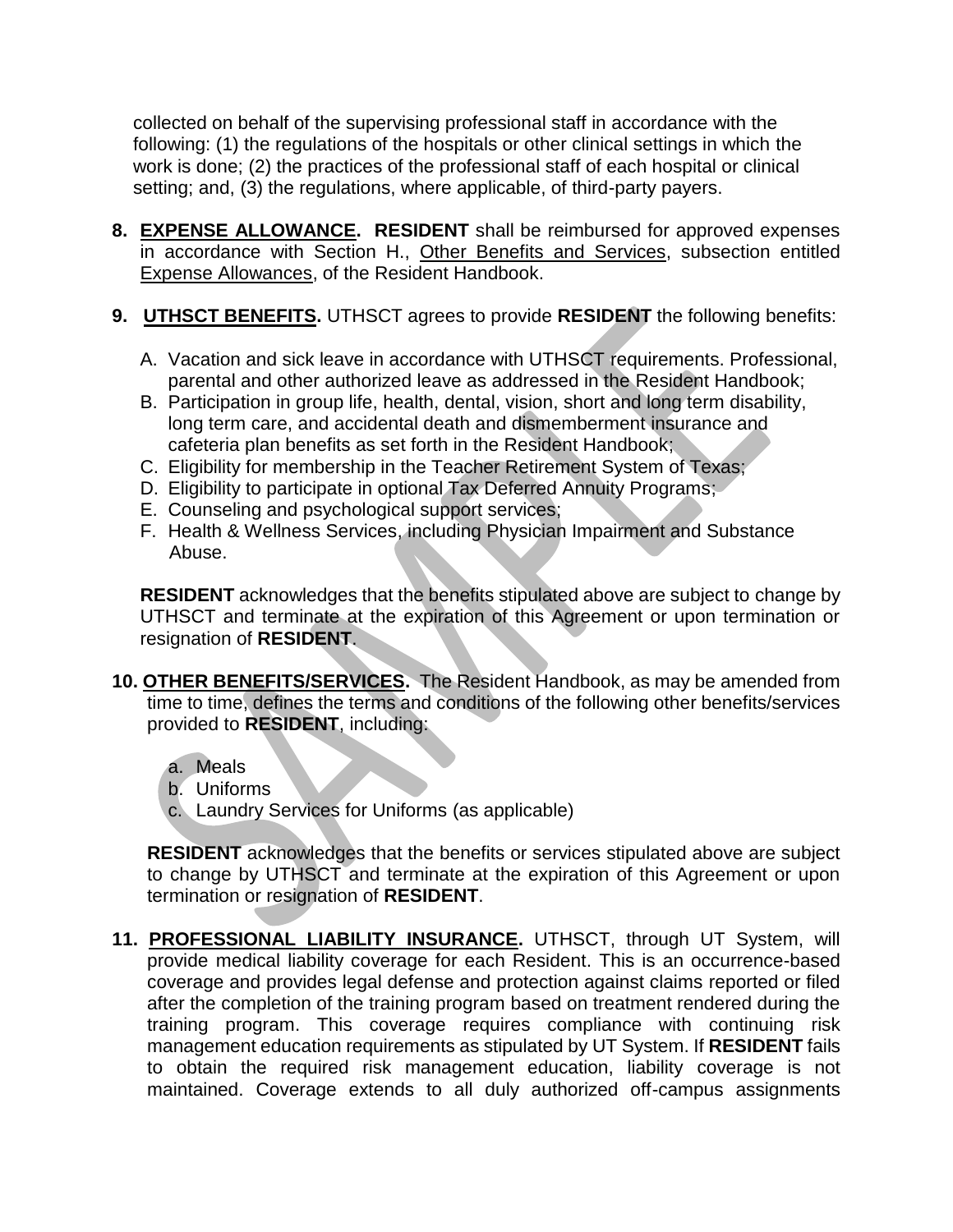collected on behalf of the supervising professional staff in accordance with the following: (1) the regulations of the hospitals or other clinical settings in which the work is done; (2) the practices of the professional staff of each hospital or clinical setting; and, (3) the regulations, where applicable, of third-party payers.

8. **EXPENSE ALLOWANCE.** **RESIDENT** shall be reimbursed for approved expenses in accordance with Section H., Other Benefits and Services, subsection entitled Expense Allowances, of the Resident Handbook.

9. **UTHSCT BENEFITS.** UTHSCT agrees to provide **RESIDENT** the following benefits:

   A. Vacation and sick leave in accordance with UTHSCT requirements. Professional, parental and other authorized leave as addressed in the Resident Handbook;
   B. Participation in group life, health, dental, vision, short and long term disability, long term care, and accidental death and dismemberment insurance and cafeteria plan benefits as set forth in the Resident Handbook;
   C. Eligibility for membership in the Teacher Retirement System of Texas;
   D. Eligibility to participate in optional Tax Deferred Annuity Programs;
   E. Counseling and psychological support services;
   F. Health & Wellness Services, including Physician Impairment and Substance Abuse.

   **RESIDENT** acknowledges that the benefits stipulated above are subject to change by UTHSCT and terminate at the expiration of this Agreement or upon termination or resignation of **RESIDENT**.

10. **OTHER BENEFITS/SERVICES.** The Resident Handbook, as may be amended from time to time, defines the terms and conditions of the following other benefits/services provided to **RESIDENT**, including:

    a. Meals
    b. Uniforms
    c. Laundry Services for Uniforms (as applicable)

    **RESIDENT** acknowledges that the benefits or services stipulated above are subject to change by UTHSCT and terminate at the expiration of this Agreement or upon termination or resignation of **RESIDENT**.

11. **PROFESSIONAL LIABILITY INSURANCE.** UTHSCT, through UT System, will provide medical liability coverage for each Resident. This is an occurrence-based coverage and provides legal defense and protection against claims reported or filed after the completion of the training program based on treatment rendered during the training program. This coverage requires compliance with continuing risk management education requirements as stipulated by UT System. If **RESIDENT** fails to obtain the required risk management education, liability coverage is not maintained. Coverage extends to all duly authorized off-campus assignments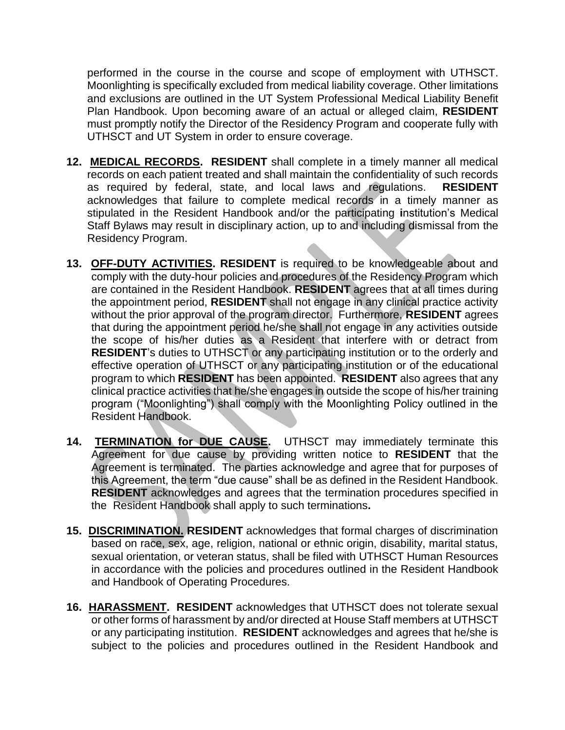performed in the course in the course and scope of employment with UTHSCT. Moonlighting is specifically excluded from medical liability coverage. Other limitations and exclusions are outlined in the UT System Professional Medical Liability Benefit Plan Handbook. Upon becoming aware of an actual or alleged claim, **RESIDENT** must promptly notify the Director of the Residency Program and cooperate fully with UTHSCT and UT System in order to ensure coverage.

**12. MEDICAL RECORDS. RESIDENT** shall complete in a timely manner all medical records on each patient treated and shall maintain the confidentiality of such records as required by federal, state, and local laws and regulations. **RESIDENT** acknowledges that failure to complete medical records in a timely manner as stipulated in the Resident Handbook and/or the participating **i**nstitution's Medical Staff Bylaws may result in disciplinary action, up to and including dismissal from the Residency Program.

**13. OFF-DUTY ACTIVITIES. RESIDENT** is required to be knowledgeable about and comply with the duty-hour policies and procedures of the Residency Program which are contained in the Resident Handbook. **RESIDENT** agrees that at all times during the appointment period, **RESIDENT** shall not engage in any clinical practice activity without the prior approval of the program director. Furthermore, **RESIDENT** agrees that during the appointment period he/she shall not engage in any activities outside the scope of his/her duties as a Resident that interfere with or detract from **RESIDENT**'s duties to UTHSCT or any participating institution or to the orderly and effective operation of UTHSCT or any participating institution or of the educational program to which **RESIDENT** has been appointed. **RESIDENT** also agrees that any clinical practice activities that he/she engages in outside the scope of his/her training program ("Moonlighting") shall comply with the Moonlighting Policy outlined in the Resident Handbook.

**14. TERMINATION for DUE CAUSE.** UTHSCT may immediately terminate this Agreement for due cause by providing written notice to **RESIDENT** that the Agreement is terminated. The parties acknowledge and agree that for purposes of this Agreement, the term "due cause" shall be as defined in the Resident Handbook. **RESIDENT** acknowledges and agrees that the termination procedures specified in the Resident Handbook shall apply to such terminations**.**

**15. DISCRIMINATION. RESIDENT** acknowledges that formal charges of discrimination based on race, sex, age, religion, national or ethnic origin, disability, marital status, sexual orientation, or veteran status, shall be filed with UTHSCT Human Resources in accordance with the policies and procedures outlined in the Resident Handbook and Handbook of Operating Procedures.

**16. HARASSMENT. RESIDENT** acknowledges that UTHSCT does not tolerate sexual or other forms of harassment by and/or directed at House Staff members at UTHSCT or any participating institution. **RESIDENT** acknowledges and agrees that he/she is subject to the policies and procedures outlined in the Resident Handbook and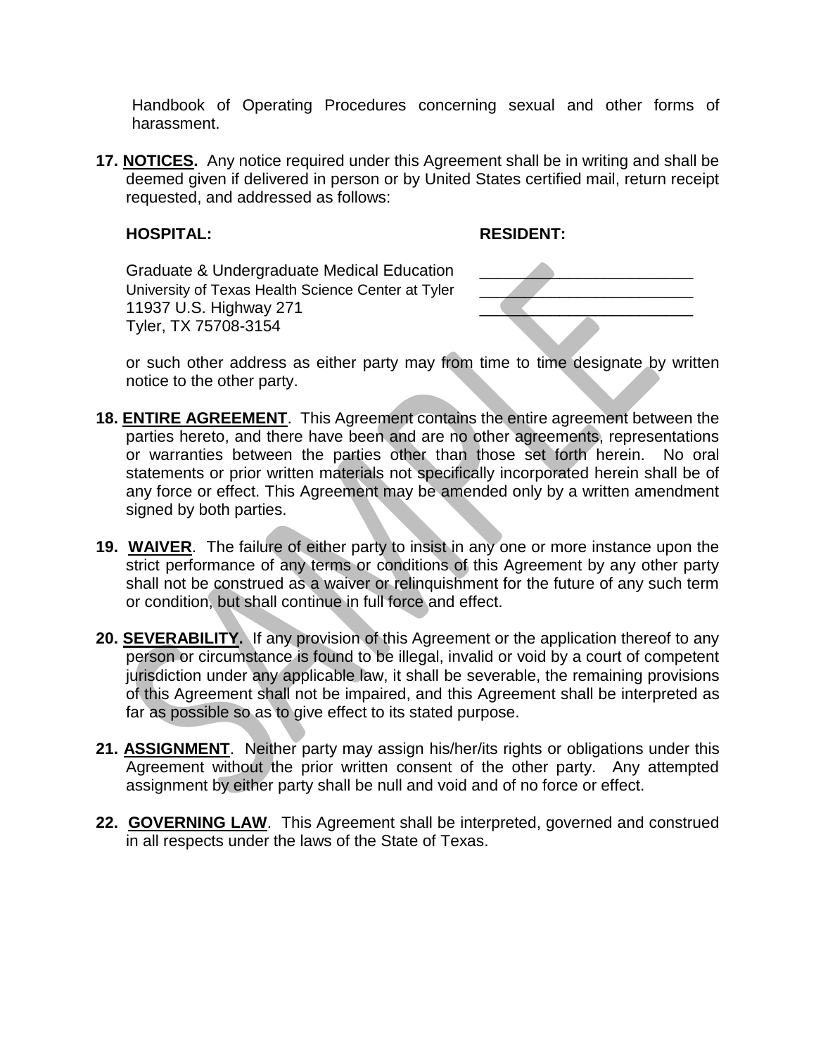Handbook of Operating Procedures concerning sexual and other forms of harassment.

**17. NOTICES.** Any notice required under this Agreement shall be in writing and shall be deemed given if delivered in person or by United States certified mail, return receipt requested, and addressed as follows:

| **HOSPITAL:** | **RESIDENT:** |
|---|---|
| Graduate & Undergraduate Medical Education | ________________________ |
| University of Texas Health Science Center at Tyler | ________________________ |
| 11937 U.S. Highway 271 | ________________________ |
| Tyler, TX 75708-3154 | |

or such other address as either party may from time to time designate by written notice to the other party.

**18. ENTIRE AGREEMENT**. This Agreement contains the entire agreement between the parties hereto, and there have been and are no other agreements, representations or warranties between the parties other than those set forth herein. No oral statements or prior written materials not specifically incorporated herein shall be of any force or effect. This Agreement may be amended only by a written amendment signed by both parties.

**19. WAIVER**. The failure of either party to insist in any one or more instance upon the strict performance of any terms or conditions of this Agreement by any other party shall not be construed as a waiver or relinquishment for the future of any such term or condition, but shall continue in full force and effect.

**20. SEVERABILITY.** If any provision of this Agreement or the application thereof to any person or circumstance is found to be illegal, invalid or void by a court of competent jurisdiction under any applicable law, it shall be severable, the remaining provisions of this Agreement shall not be impaired, and this Agreement shall be interpreted as far as possible so as to give effect to its stated purpose.

**21. ASSIGNMENT**. Neither party may assign his/her/its rights or obligations under this Agreement without the prior written consent of the other party. Any attempted assignment by either party shall be null and void and of no force or effect.

**22. GOVERNING LAW**. This Agreement shall be interpreted, governed and construed in all respects under the laws of the State of Texas.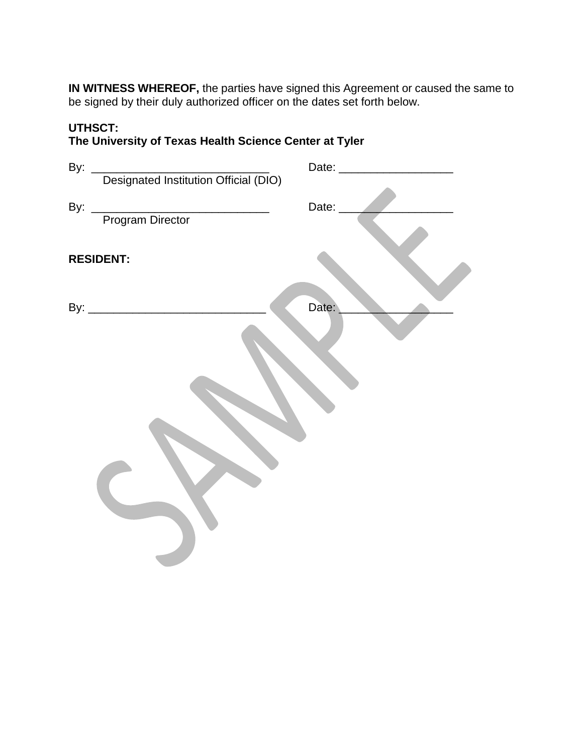**IN WITNESS WHEREOF,** the parties have signed this Agreement or caused the same to be signed by their duly authorized officer on the dates set forth below.

**UTHSCT:**
**The University of Texas Health Science Center at Tyler**

By: _____________________________ Date: __________________
Designated Institution Official (DIO)

By: _____________________________ Date: __________________
Program Director

**RESIDENT:**

By: _____________________________ Date: __________________

SAMPLE